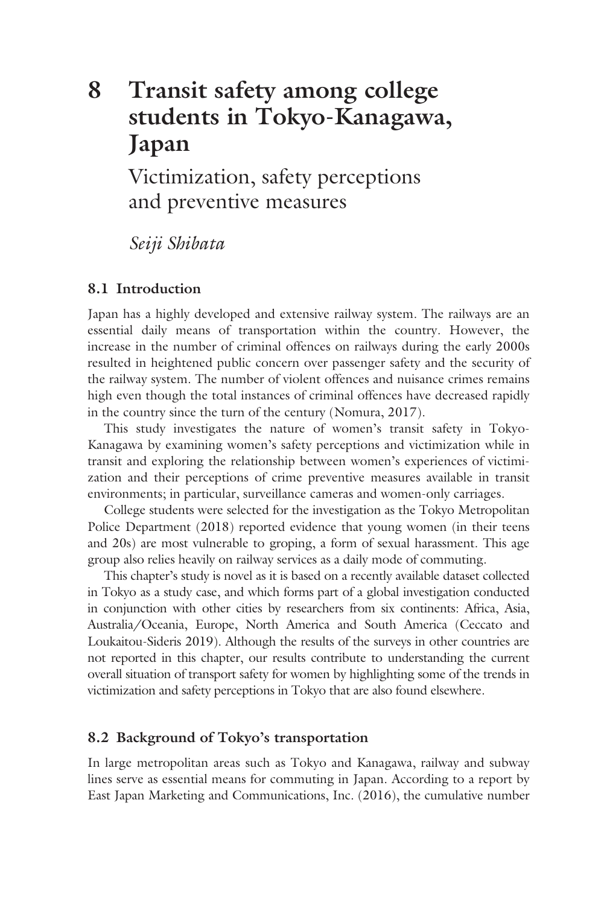# 8 Transit safety among college students in Tokyo-Kanagawa, Japan

## Victimization, safety perceptions and preventive measures

*Seiji Shibata*

### 8.1 Introduction

Japan has a highly developed and extensive railway system. The railways are an essential daily means of transportation within the country. However, the increase in the number of criminal offences on railways during the early 2000s resulted in heightened public concern over passenger safety and the security of the railway system. The number of violent offences and nuisance crimes remains high even though the total instances of criminal offences have decreased rapidly in the country since the turn of the century (Nomura, 2017).

This study investigates the nature of women's transit safety in Tokyo-Kanagawa by examining women's safety perceptions and victimization while in transit and exploring the relationship between women's experiences of victimization and their perceptions of crime preventive measures available in transit environments; in particular, surveillance cameras and women-only carriages.

College students were selected for the investigation as the Tokyo Metropolitan Police Department (2018) reported evidence that young women (in their teens and 20s) are most vulnerable to groping, a form of sexual harassment. This age group also relies heavily on railway services as a daily mode of commuting.

This chapter's study is novel as it is based on a recently available dataset collected in Tokyo as a study case, and which forms part of a global investigation conducted in conjunction with other cities by researchers from six continents: Africa, Asia, Australia/Oceania, Europe, North America and South America (Ceccato and Loukaitou-Sideris 2019). Although the results of the surveys in other countries are not reported in this chapter, our results contribute to understanding the current overall situation of transport safety for women by highlighting some of the trends in victimization and safety perceptions in Tokyo that are also found elsewhere.

### 8.2 Background of Tokyo's transportation

In large metropolitan areas such as Tokyo and Kanagawa, railway and subway lines serve as essential means for commuting in Japan. According to a report by East Japan Marketing and Communications, Inc. (2016), the cumulative number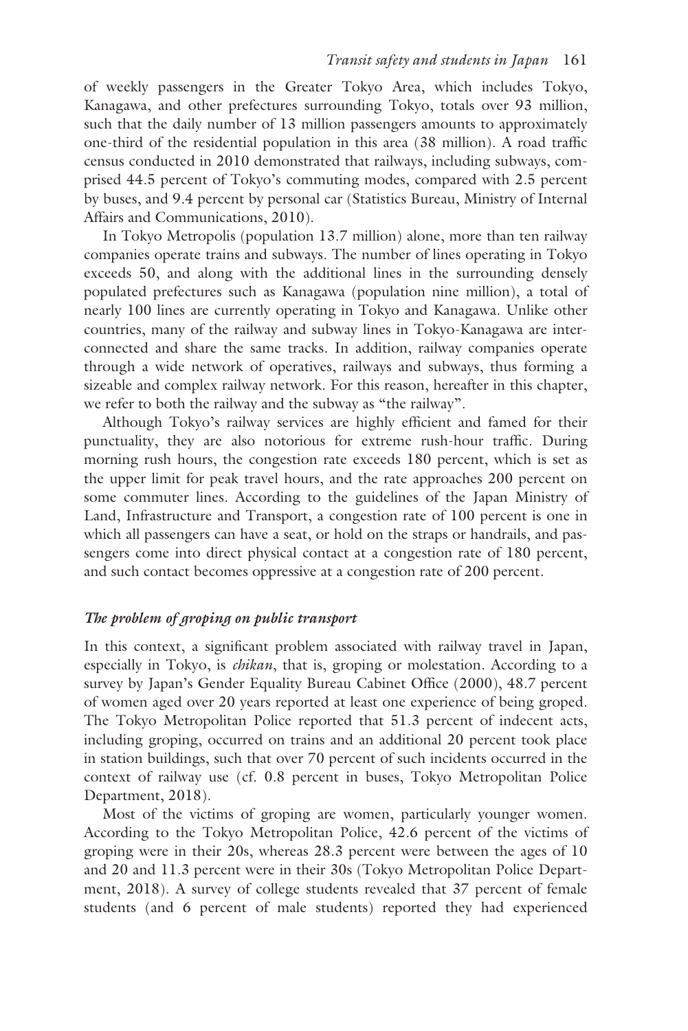of weekly passengers in the Greater Tokyo Area, which includes Tokyo, Kanagawa, and other prefectures surrounding Tokyo, totals over 93 million, such that the daily number of 13 million passengers amounts to approximately one-third of the residential population in this area (38 million). A road traffic census conducted in 2010 demonstrated that railways, including subways, comprised 44.5 percent of Tokyo's commuting modes, compared with 2.5 percent by buses, and 9.4 percent by personal car (Statistics Bureau, Ministry of Internal Affairs and Communications, 2010).

In Tokyo Metropolis (population 13.7 million) alone, more than ten railway companies operate trains and subways. The number of lines operating in Tokyo exceeds 50, and along with the additional lines in the surrounding densely populated prefectures such as Kanagawa (population nine million), a total of nearly 100 lines are currently operating in Tokyo and Kanagawa. Unlike other countries, many of the railway and subway lines in Tokyo-Kanagawa are interconnected and share the same tracks. In addition, railway companies operate through a wide network of operatives, railways and subways, thus forming a sizeable and complex railway network. For this reason, hereafter in this chapter, we refer to both the railway and the subway as "the railway".

Although Tokyo's railway services are highly efficient and famed for their punctuality, they are also notorious for extreme rush-hour traffic. During morning rush hours, the congestion rate exceeds 180 percent, which is set as the upper limit for peak travel hours, and the rate approaches 200 percent on some commuter lines. According to the guidelines of the Japan Ministry of Land, Infrastructure and Transport, a congestion rate of 100 percent is one in which all passengers can have a seat, or hold on the straps or handrails, and passengers come into direct physical contact at a congestion rate of 180 percent, and such contact becomes oppressive at a congestion rate of 200 percent.

### *The problem of groping on public transport*

In this context, a significant problem associated with railway travel in Japan, especially in Tokyo, is *chikan*, that is, groping or molestation. According to a survey by Japan's Gender Equality Bureau Cabinet Office (2000), 48.7 percent of women aged over 20 years reported at least one experience of being groped. The Tokyo Metropolitan Police reported that 51.3 percent of indecent acts, including groping, occurred on trains and an additional 20 percent took place in station buildings, such that over 70 percent of such incidents occurred in the context of railway use (cf. 0.8 percent in buses, Tokyo Metropolitan Police Department, 2018).

Most of the victims of groping are women, particularly younger women. According to the Tokyo Metropolitan Police, 42.6 percent of the victims of groping were in their 20s, whereas 28.3 percent were between the ages of 10 and 20 and 11.3 percent were in their 30s (Tokyo Metropolitan Police Department, 2018). A survey of college students revealed that 37 percent of female students (and 6 percent of male students) reported they had experienced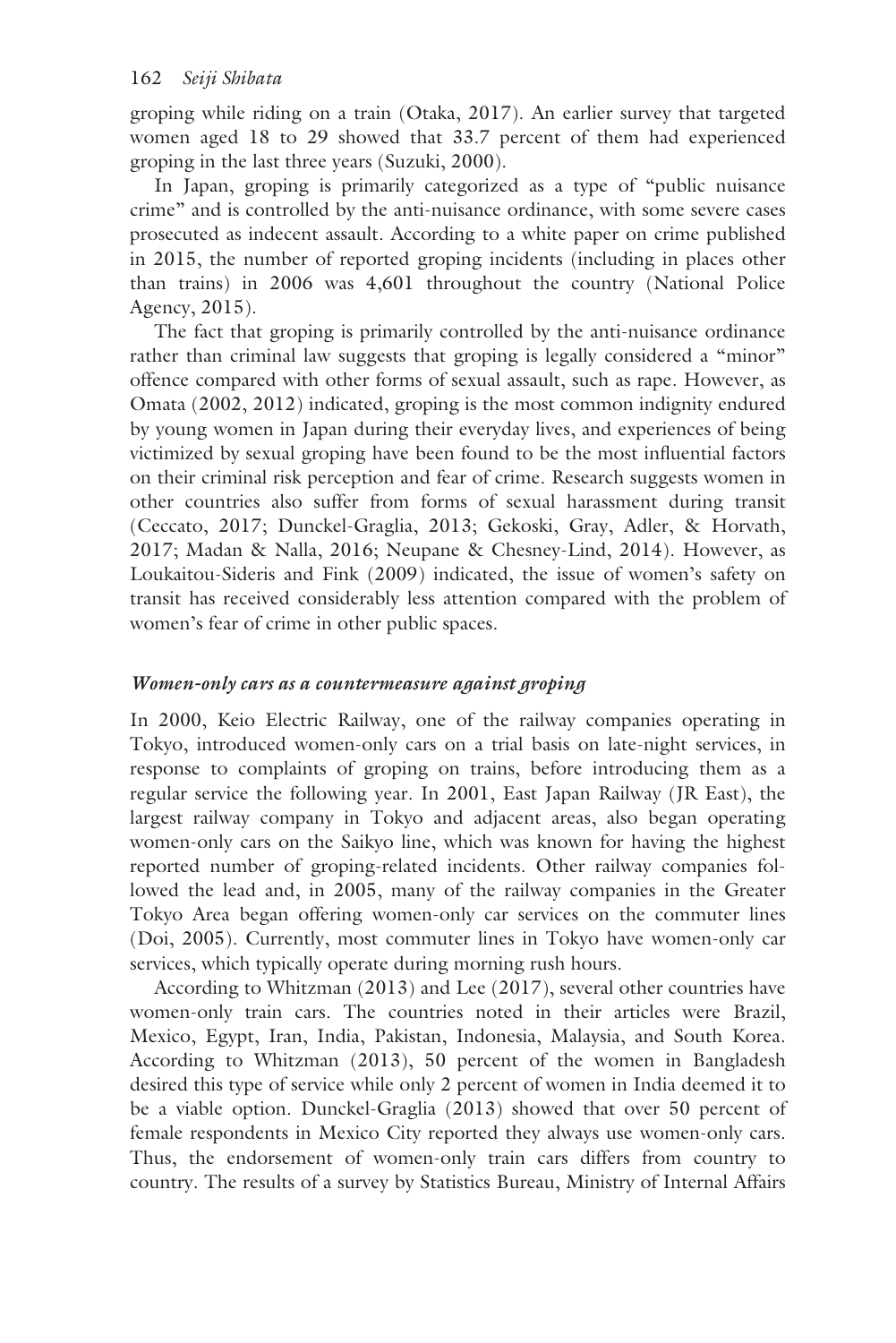groping while riding on a train (Otaka, 2017). An earlier survey that targeted women aged 18 to 29 showed that 33.7 percent of them had experienced groping in the last three years (Suzuki, 2000).

In Japan, groping is primarily categorized as a type of "public nuisance crime" and is controlled by the anti-nuisance ordinance, with some severe cases prosecuted as indecent assault. According to a white paper on crime published in 2015, the number of reported groping incidents (including in places other than trains) in 2006 was 4,601 throughout the country (National Police Agency, 2015).

The fact that groping is primarily controlled by the anti-nuisance ordinance rather than criminal law suggests that groping is legally considered a "minor" offence compared with other forms of sexual assault, such as rape. However, as Omata (2002, 2012) indicated, groping is the most common indignity endured by young women in Japan during their everyday lives, and experiences of being victimized by sexual groping have been found to be the most influential factors on their criminal risk perception and fear of crime. Research suggests women in other countries also suffer from forms of sexual harassment during transit (Ceccato, 2017; Dunckel-Graglia, 2013; Gekoski, Gray, Adler, & Horvath, 2017; Madan & Nalla, 2016; Neupane & Chesney-Lind, 2014). However, as Loukaitou-Sideris and Fink (2009) indicated, the issue of women's safety on transit has received considerably less attention compared with the problem of women's fear of crime in other public spaces.

### *Women-only cars as a countermeasure against groping*

In 2000, Keio Electric Railway, one of the railway companies operating in Tokyo, introduced women-only cars on a trial basis on late-night services, in response to complaints of groping on trains, before introducing them as a regular service the following year. In 2001, East Japan Railway (JR East), the largest railway company in Tokyo and adjacent areas, also began operating women-only cars on the Saikyo line, which was known for having the highest reported number of groping-related incidents. Other railway companies followed the lead and, in 2005, many of the railway companies in the Greater Tokyo Area began offering women-only car services on the commuter lines (Doi, 2005). Currently, most commuter lines in Tokyo have women-only car services, which typically operate during morning rush hours.

According to Whitzman (2013) and Lee (2017), several other countries have women-only train cars. The countries noted in their articles were Brazil, Mexico, Egypt, Iran, India, Pakistan, Indonesia, Malaysia, and South Korea. According to Whitzman (2013), 50 percent of the women in Bangladesh desired this type of service while only 2 percent of women in India deemed it to be a viable option. Dunckel-Graglia (2013) showed that over 50 percent of female respondents in Mexico City reported they always use women-only cars. Thus, the endorsement of women-only train cars differs from country to country. The results of a survey by Statistics Bureau, Ministry of Internal Affairs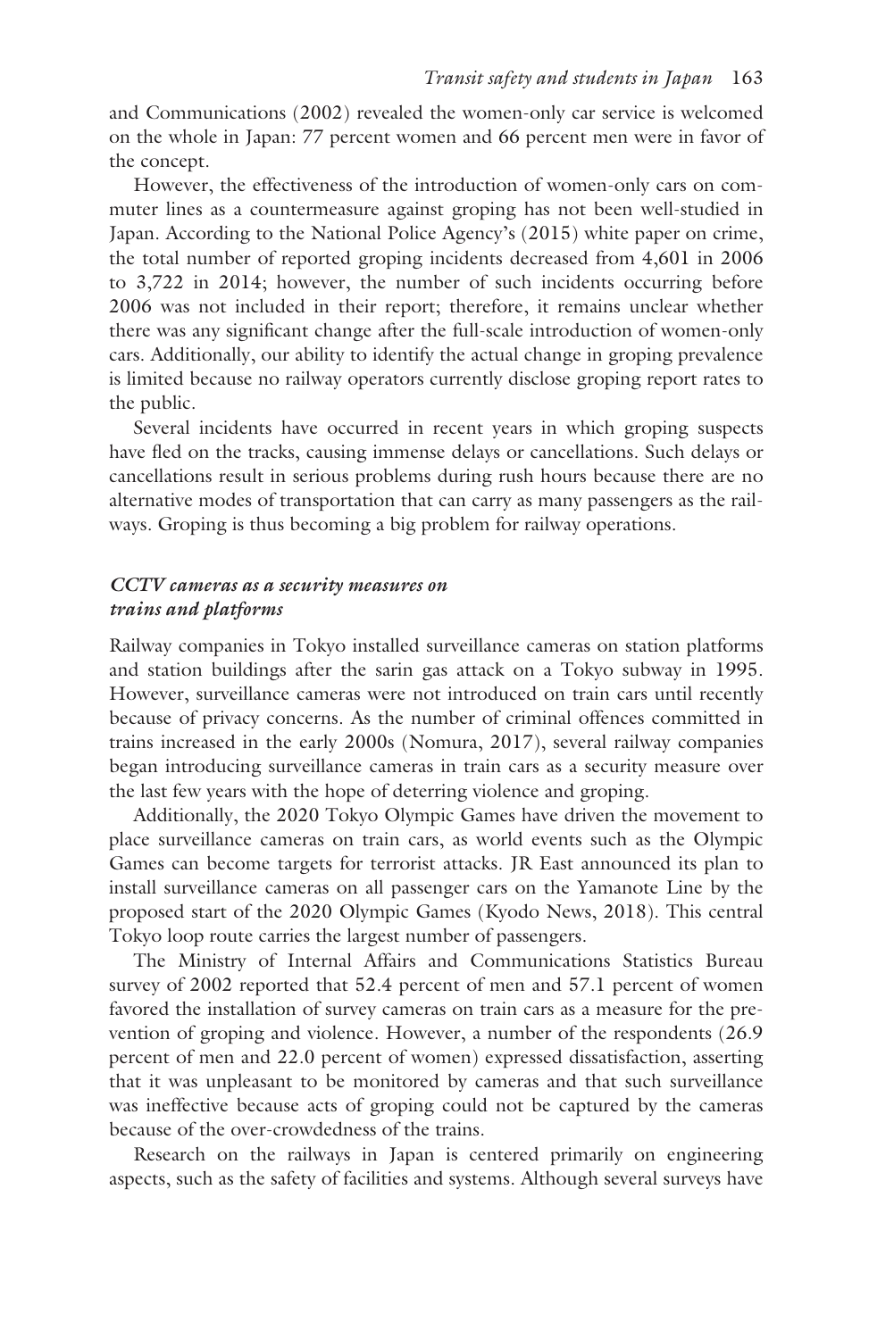and Communications (2002) revealed the women-only car service is welcomed on the whole in Japan: 77 percent women and 66 percent men were in favor of the concept.

However, the effectiveness of the introduction of women-only cars on commuter lines as a countermeasure against groping has not been well-studied in Japan. According to the National Police Agency's (2015) white paper on crime, the total number of reported groping incidents decreased from 4,601 in 2006 to 3,722 in 2014; however, the number of such incidents occurring before 2006 was not included in their report; therefore, it remains unclear whether there was any significant change after the full-scale introduction of women-only cars. Additionally, our ability to identify the actual change in groping prevalence is limited because no railway operators currently disclose groping report rates to the public.

Several incidents have occurred in recent years in which groping suspects have fled on the tracks, causing immense delays or cancellations. Such delays or cancellations result in serious problems during rush hours because there are no alternative modes of transportation that can carry as many passengers as the railways. Groping is thus becoming a big problem for railway operations.

### *CCTV cameras as a security measures on trains and platforms*

Railway companies in Tokyo installed surveillance cameras on station platforms and station buildings after the sarin gas attack on a Tokyo subway in 1995. However, surveillance cameras were not introduced on train cars until recently because of privacy concerns. As the number of criminal offences committed in trains increased in the early 2000s (Nomura, 2017), several railway companies began introducing surveillance cameras in train cars as a security measure over the last few years with the hope of deterring violence and groping.

Additionally, the 2020 Tokyo Olympic Games have driven the movement to place surveillance cameras on train cars, as world events such as the Olympic Games can become targets for terrorist attacks. JR East announced its plan to install surveillance cameras on all passenger cars on the Yamanote Line by the proposed start of the 2020 Olympic Games (Kyodo News, 2018). This central Tokyo loop route carries the largest number of passengers.

The Ministry of Internal Affairs and Communications Statistics Bureau survey of 2002 reported that 52.4 percent of men and 57.1 percent of women favored the installation of survey cameras on train cars as a measure for the prevention of groping and violence. However, a number of the respondents (26.9 percent of men and 22.0 percent of women) expressed dissatisfaction, asserting that it was unpleasant to be monitored by cameras and that such surveillance was ineffective because acts of groping could not be captured by the cameras because of the over-crowdedness of the trains.

Research on the railways in Japan is centered primarily on engineering aspects, such as the safety of facilities and systems. Although several surveys have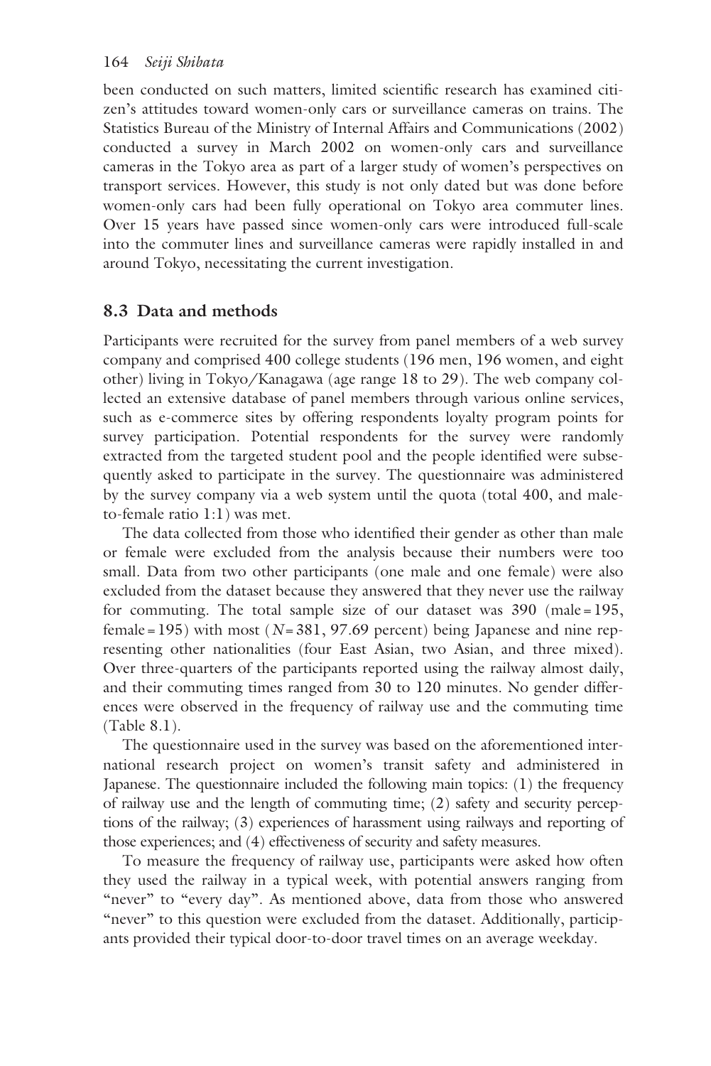been conducted on such matters, limited scientific research has examined citizen's attitudes toward women-only cars or surveillance cameras on trains. The Statistics Bureau of the Ministry of Internal Affairs and Communications (2002) conducted a survey in March 2002 on women-only cars and surveillance cameras in the Tokyo area as part of a larger study of women's perspectives on transport services. However, this study is not only dated but was done before women-only cars had been fully operational on Tokyo area commuter lines. Over 15 years have passed since women-only cars were introduced full-scale into the commuter lines and surveillance cameras were rapidly installed in and around Tokyo, necessitating the current investigation.

## 8.3 Data and methods

Participants were recruited for the survey from panel members of a web survey company and comprised 400 college students (196 men, 196 women, and eight other) living in Tokyo/Kanagawa (age range 18 to 29). The web company collected an extensive database of panel members through various online services, such as e-commerce sites by offering respondents loyalty program points for survey participation. Potential respondents for the survey were randomly extracted from the targeted student pool and the people identified were subsequently asked to participate in the survey. The questionnaire was administered by the survey company via a web system until the quota (total 400, and male-to-female ratio 1:1) was met.

The data collected from those who identified their gender as other than male or female were excluded from the analysis because their numbers were too small. Data from two other participants (one male and one female) were also excluded from the dataset because they answered that they never use the railway for commuting. The total sample size of our dataset was 390 (male = 195, female = 195) with most ($N$ = 381, 97.69 percent) being Japanese and nine representing other nationalities (four East Asian, two Asian, and three mixed). Over three-quarters of the participants reported using the railway almost daily, and their commuting times ranged from 30 to 120 minutes. No gender differences were observed in the frequency of railway use and the commuting time (Table 8.1).

The questionnaire used in the survey was based on the aforementioned international research project on women's transit safety and administered in Japanese. The questionnaire included the following main topics: (1) the frequency of railway use and the length of commuting time; (2) safety and security perceptions of the railway; (3) experiences of harassment using railways and reporting of those experiences; and (4) effectiveness of security and safety measures.

To measure the frequency of railway use, participants were asked how often they used the railway in a typical week, with potential answers ranging from "never" to "every day". As mentioned above, data from those who answered "never" to this question were excluded from the dataset. Additionally, participants provided their typical door-to-door travel times on an average weekday.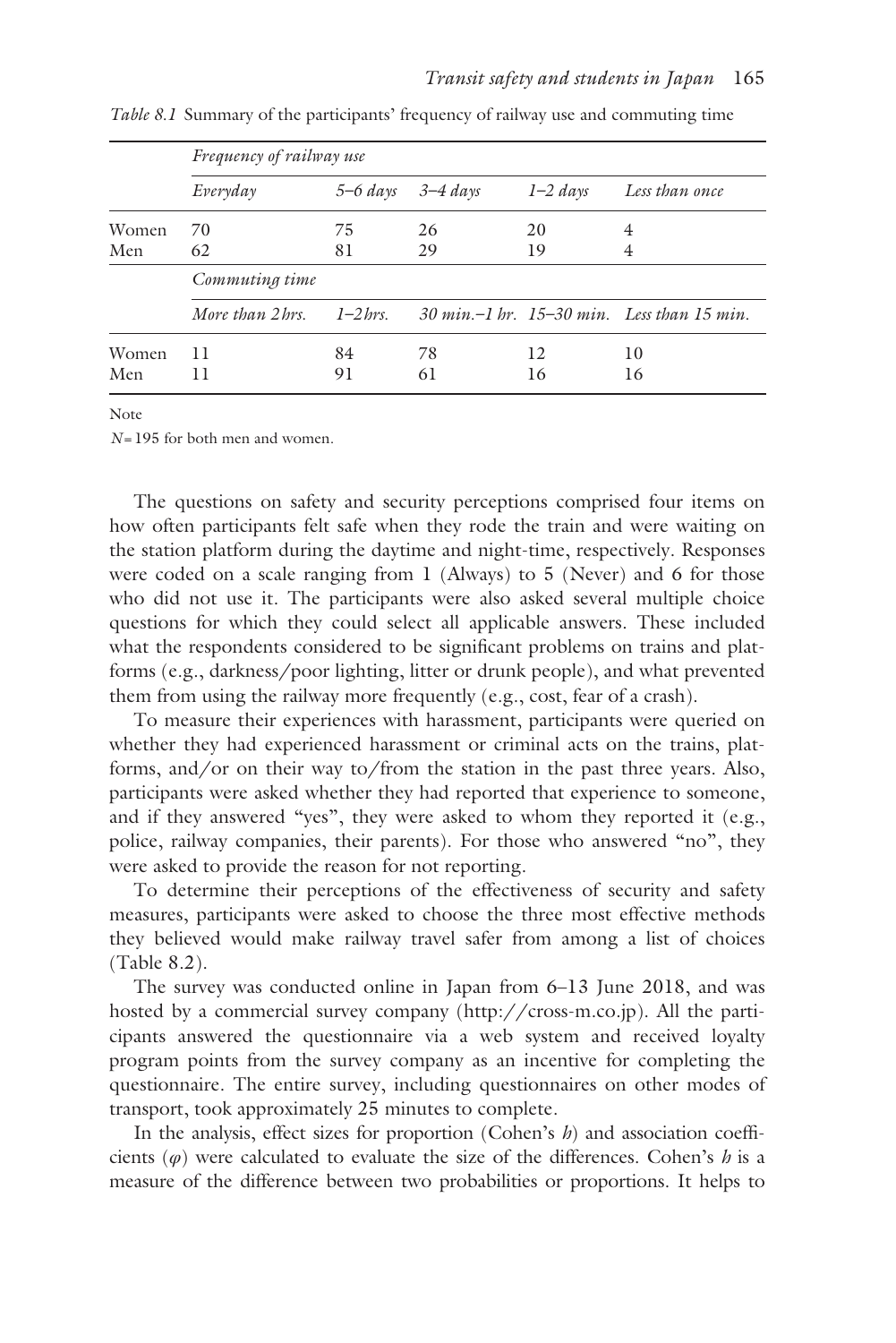*Table 8.1* Summary of the participants' frequency of railway use and commuting time

| | *Frequency of railway use* | | | | |
|---|---|---|---|---|---|
| | *Everyday* | *5–6 days* | *3–4 days* | *1–2 days* | *Less than once* |
| Women | 70 | 75 | 26 | 20 | 4 |
| Men | 62 | 81 | 29 | 19 | 4 |
| | *Commuting time* | | | | |
| | *More than 2 hrs.* | *1–2 hrs.* | *30 min.–1 hr.* | *15–30 min.* | *Less than 15 min.* |
| Women | 11 | 84 | 78 | 12 | 10 |
| Men | 11 | 91 | 61 | 16 | 16 |

Note

$N$ = 195 for both men and women.

The questions on safety and security perceptions comprised four items on how often participants felt safe when they rode the train and were waiting on the station platform during the daytime and night-time, respectively. Responses were coded on a scale ranging from 1 (Always) to 5 (Never) and 6 for those who did not use it. The participants were also asked several multiple choice questions for which they could select all applicable answers. These included what the respondents considered to be significant problems on trains and platforms (e.g., darkness/poor lighting, litter or drunk people), and what prevented them from using the railway more frequently (e.g., cost, fear of a crash).

To measure their experiences with harassment, participants were queried on whether they had experienced harassment or criminal acts on the trains, platforms, and/or on their way to/from the station in the past three years. Also, participants were asked whether they had reported that experience to someone, and if they answered "yes", they were asked to whom they reported it (e.g., police, railway companies, their parents). For those who answered "no", they were asked to provide the reason for not reporting.

To determine their perceptions of the effectiveness of security and safety measures, participants were asked to choose the three most effective methods they believed would make railway travel safer from among a list of choices (Table 8.2).

The survey was conducted online in Japan from 6–13 June 2018, and was hosted by a commercial survey company (http://cross-m.co.jp). All the participants answered the questionnaire via a web system and received loyalty program points from the survey company as an incentive for completing the questionnaire. The entire survey, including questionnaires on other modes of transport, took approximately 25 minutes to complete.

In the analysis, effect sizes for proportion (Cohen's $h$) and association coefficients ($\varphi$) were calculated to evaluate the size of the differences. Cohen's $h$ is a measure of the difference between two probabilities or proportions. It helps to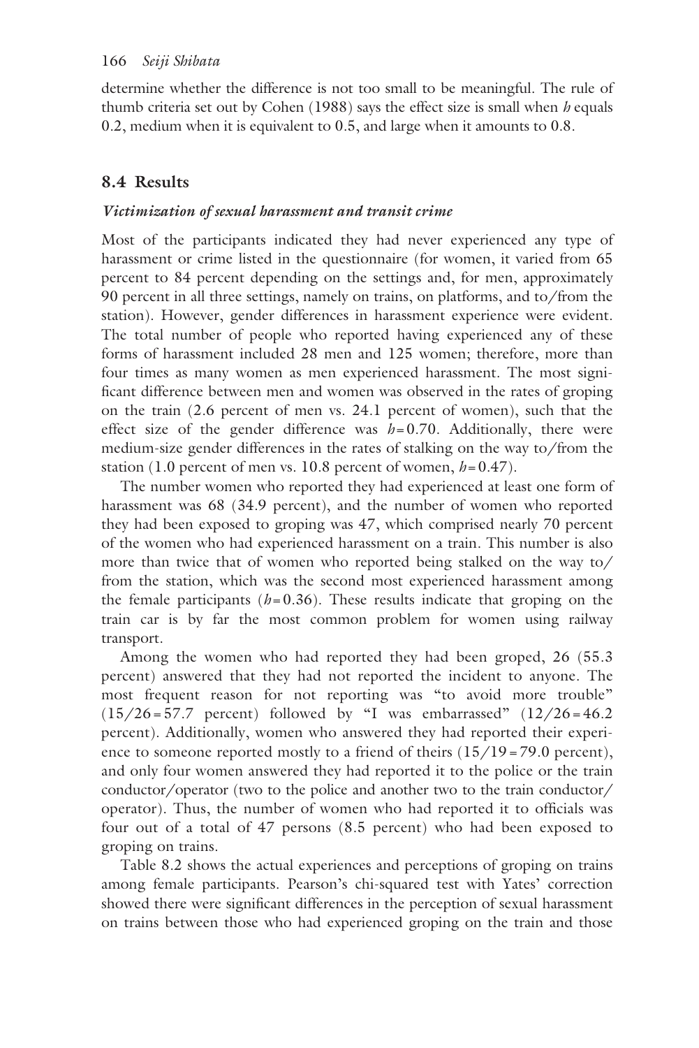determine whether the difference is not too small to be meaningful. The rule of thumb criteria set out by Cohen (1988) says the effect size is small when $h$ equals 0.2, medium when it is equivalent to 0.5, and large when it amounts to 0.8.

## 8.4 Results

### *Victimization of sexual harassment and transit crime*

Most of the participants indicated they had never experienced any type of harassment or crime listed in the questionnaire (for women, it varied from 65 percent to 84 percent depending on the settings and, for men, approximately 90 percent in all three settings, namely on trains, on platforms, and to/from the station). However, gender differences in harassment experience were evident. The total number of people who reported having experienced any of these forms of harassment included 28 men and 125 women; therefore, more than four times as many women as men experienced harassment. The most significant difference between men and women was observed in the rates of groping on the train (2.6 percent of men vs. 24.1 percent of women), such that the effect size of the gender difference was $h = 0.70$. Additionally, there were medium-size gender differences in the rates of stalking on the way to/from the station (1.0 percent of men vs. 10.8 percent of women, $h = 0.47$).

The number women who reported they had experienced at least one form of harassment was 68 (34.9 percent), and the number of women who reported they had been exposed to groping was 47, which comprised nearly 70 percent of the women who had experienced harassment on a train. This number is also more than twice that of women who reported being stalked on the way to/from the station, which was the second most experienced harassment among the female participants ($h = 0.36$). These results indicate that groping on the train car is by far the most common problem for women using railway transport.

Among the women who had reported they had been groped, 26 (55.3 percent) answered that they had not reported the incident to anyone. The most frequent reason for not reporting was "to avoid more trouble" (15/26 = 57.7 percent) followed by "I was embarrassed" (12/26 = 46.2 percent). Additionally, women who answered they had reported their experience to someone reported mostly to a friend of theirs (15/19 = 79.0 percent), and only four women answered they had reported it to the police or the train conductor/operator (two to the police and another two to the train conductor/operator). Thus, the number of women who had reported it to officials was four out of a total of 47 persons (8.5 percent) who had been exposed to groping on trains.

Table 8.2 shows the actual experiences and perceptions of groping on trains among female participants. Pearson's chi-squared test with Yates' correction showed there were significant differences in the perception of sexual harassment on trains between those who had experienced groping on the train and those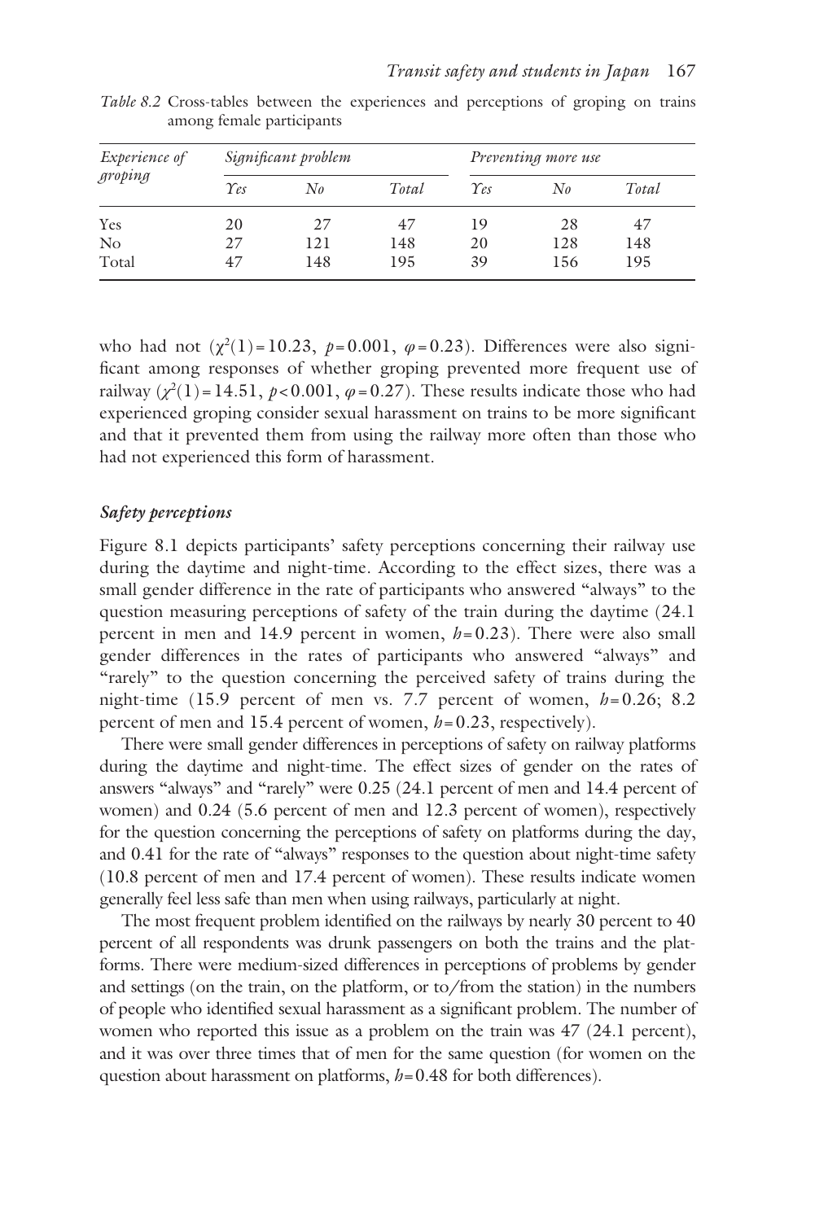*Table 8.2* Cross-tables between the experiences and perceptions of groping on trains among female participants

| *Experience of groping* | *Significant problem* | | | *Preventing more use* | | |
|---|---|---|---|---|---|---|
| | *Yes* | *No* | *Total* | *Yes* | *No* | *Total* |
| Yes | 20 | 27 | 47 | 19 | 28 | 47 |
| No | 27 | 121 | 148 | 20 | 128 | 148 |
| Total | 47 | 148 | 195 | 39 | 156 | 195 |

who had not ($\chi^2(1) = 10.23$, $p = 0.001$, $\varphi = 0.23$). Differences were also significant among responses of whether groping prevented more frequent use of railway ($\chi^2(1) = 14.51$, $p < 0.001$, $\varphi = 0.27$). These results indicate those who had experienced groping consider sexual harassment on trains to be more significant and that it prevented them from using the railway more often than those who had not experienced this form of harassment.

### *Safety perceptions*

Figure 8.1 depicts participants' safety perceptions concerning their railway use during the daytime and night-time. According to the effect sizes, there was a small gender difference in the rate of participants who answered "always" to the question measuring perceptions of safety of the train during the daytime (24.1 percent in men and 14.9 percent in women, $h = 0.23$). There were also small gender differences in the rates of participants who answered "always" and "rarely" to the question concerning the perceived safety of trains during the night-time (15.9 percent of men vs. 7.7 percent of women, $h = 0.26$; 8.2 percent of men and 15.4 percent of women, $h = 0.23$, respectively).

There were small gender differences in perceptions of safety on railway platforms during the daytime and night-time. The effect sizes of gender on the rates of answers "always" and "rarely" were 0.25 (24.1 percent of men and 14.4 percent of women) and 0.24 (5.6 percent of men and 12.3 percent of women), respectively for the question concerning the perceptions of safety on platforms during the day, and 0.41 for the rate of "always" responses to the question about night-time safety (10.8 percent of men and 17.4 percent of women). These results indicate women generally feel less safe than men when using railways, particularly at night.

The most frequent problem identified on the railways by nearly 30 percent to 40 percent of all respondents was drunk passengers on both the trains and the platforms. There were medium-sized differences in perceptions of problems by gender and settings (on the train, on the platform, or to/from the station) in the numbers of people who identified sexual harassment as a significant problem. The number of women who reported this issue as a problem on the train was 47 (24.1 percent), and it was over three times that of men for the same question (for women on the question about harassment on platforms, $h = 0.48$ for both differences).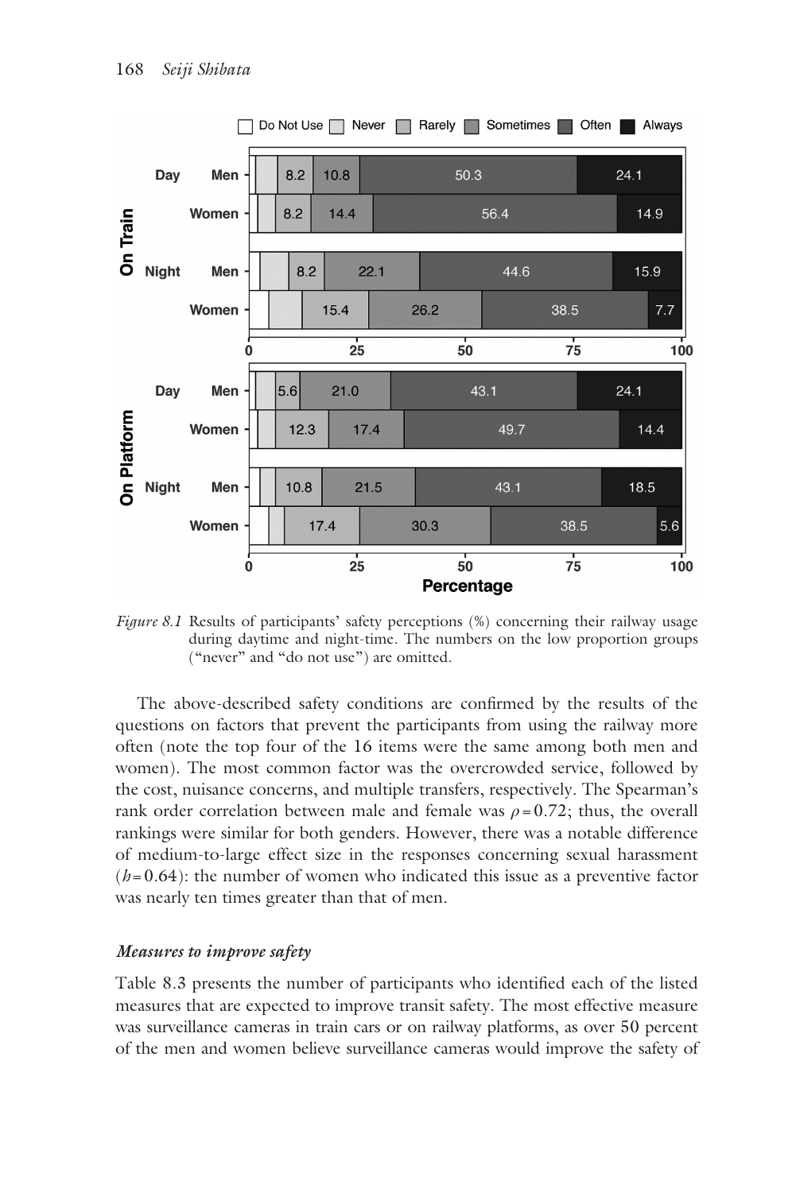*Figure 8.1* Results of participants' safety perceptions (%) concerning their railway usage during daytime and night-time. The numbers on the low proportion groups ("never" and "do not use") are omitted.

The above-described safety conditions are confirmed by the results of the questions on factors that prevent the participants from using the railway more often (note the top four of the 16 items were the same among both men and women). The most common factor was the overcrowded service, followed by the cost, nuisance concerns, and multiple transfers, respectively. The Spearman's rank order correlation between male and female was $\rho = 0.72$; thus, the overall rankings were similar for both genders. However, there was a notable difference of medium-to-large effect size in the responses concerning sexual harassment ($h = 0.64$): the number of women who indicated this issue as a preventive factor was nearly ten times greater than that of men.

### *Measures to improve safety*

Table 8.3 presents the number of participants who identified each of the listed measures that are expected to improve transit safety. The most effective measure was surveillance cameras in train cars or on railway platforms, as over 50 percent of the men and women believe surveillance cameras would improve the safety of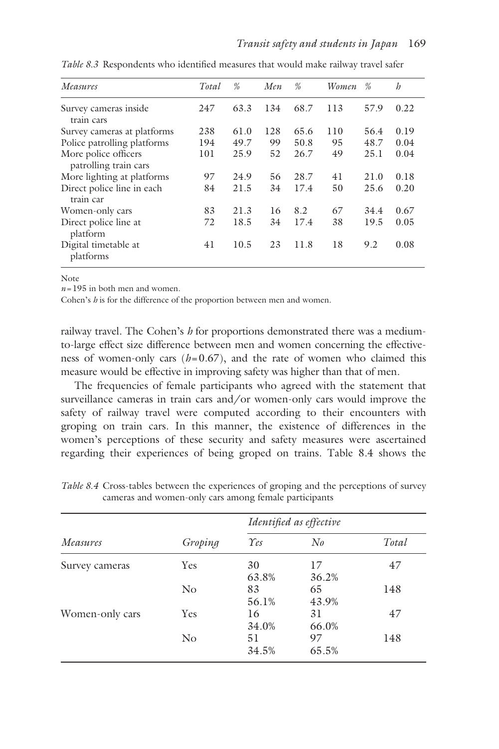*Table 8.3* Respondents who identified measures that would make railway travel safer

| *Measures* | *Total* | *%* | *Men* | *%* | *Women* | *%* | *h* |
|---|---|---|---|---|---|---|---|
| Survey cameras inside train cars | 247 | 63.3 | 134 | 68.7 | 113 | 57.9 | 0.22 |
| Survey cameras at platforms | 238 | 61.0 | 128 | 65.6 | 110 | 56.4 | 0.19 |
| Police patrolling platforms | 194 | 49.7 | 99 | 50.8 | 95 | 48.7 | 0.04 |
| More police officers patrolling train cars | 101 | 25.9 | 52 | 26.7 | 49 | 25.1 | 0.04 |
| More lighting at platforms | 97 | 24.9 | 56 | 28.7 | 41 | 21.0 | 0.18 |
| Direct police line in each train car | 84 | 21.5 | 34 | 17.4 | 50 | 25.6 | 0.20 |
| Women-only cars | 83 | 21.3 | 16 | 8.2 | 67 | 34.4 | 0.67 |
| Direct police line at platform | 72 | 18.5 | 34 | 17.4 | 38 | 19.5 | 0.05 |
| Digital timetable at platforms | 41 | 10.5 | 23 | 11.8 | 18 | 9.2 | 0.08 |

Note

$n = 195$ in both men and women.

Cohen's $h$ is for the difference of the proportion between men and women.

railway travel. The Cohen's $h$ for proportions demonstrated there was a medium-to-large effect size difference between men and women concerning the effectiveness of women-only cars ($h = 0.67$), and the rate of women who claimed this measure would be effective in improving safety was higher than that of men.

The frequencies of female participants who agreed with the statement that surveillance cameras in train cars and/or women-only cars would improve the safety of railway travel were computed according to their encounters with groping on train cars. In this manner, the existence of differences in the women's perceptions of these security and safety measures were ascertained regarding their experiences of being groped on trains. Table 8.4 shows the

*Table 8.4* Cross-tables between the experiences of groping and the perceptions of survey cameras and women-only cars among female participants

| | | *Identified as effective* | | |
|---|---|---|---|---|
| *Measures* | *Groping* | *Yes* | *No* | *Total* |
| Survey cameras | Yes | 30<br>63.8% | 17<br>36.2% | 47 |
| | No | 83<br>56.1% | 65<br>43.9% | 148 |
| Women-only cars | Yes | 16<br>34.0% | 31<br>66.0% | 47 |
| | No | 51<br>34.5% | 97<br>65.5% | 148 |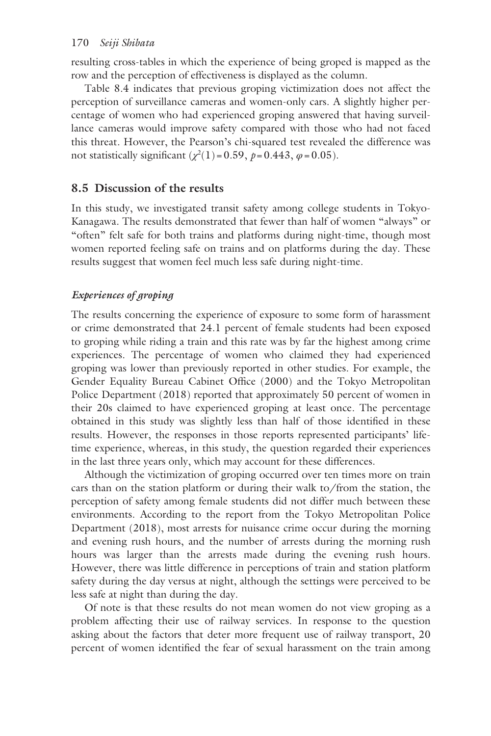resulting cross-tables in which the experience of being groped is mapped as the row and the perception of effectiveness is displayed as the column.

Table 8.4 indicates that previous groping victimization does not affect the perception of surveillance cameras and women-only cars. A slightly higher percentage of women who had experienced groping answered that having surveillance cameras would improve safety compared with those who had not faced this threat. However, the Pearson's chi-squared test revealed the difference was not statistically significant ($\chi^2(1) = 0.59$, $p = 0.443$, $\varphi = 0.05$).

## 8.5 Discussion of the results

In this study, we investigated transit safety among college students in Tokyo-Kanagawa. The results demonstrated that fewer than half of women "always" or "often" felt safe for both trains and platforms during night-time, though most women reported feeling safe on trains and on platforms during the day. These results suggest that women feel much less safe during night-time.

### *Experiences of groping*

The results concerning the experience of exposure to some form of harassment or crime demonstrated that 24.1 percent of female students had been exposed to groping while riding a train and this rate was by far the highest among crime experiences. The percentage of women who claimed they had experienced groping was lower than previously reported in other studies. For example, the Gender Equality Bureau Cabinet Office (2000) and the Tokyo Metropolitan Police Department (2018) reported that approximately 50 percent of women in their 20s claimed to have experienced groping at least once. The percentage obtained in this study was slightly less than half of those identified in these results. However, the responses in those reports represented participants' lifetime experience, whereas, in this study, the question regarded their experiences in the last three years only, which may account for these differences.

Although the victimization of groping occurred over ten times more on train cars than on the station platform or during their walk to/from the station, the perception of safety among female students did not differ much between these environments. According to the report from the Tokyo Metropolitan Police Department (2018), most arrests for nuisance crime occur during the morning and evening rush hours, and the number of arrests during the morning rush hours was larger than the arrests made during the evening rush hours. However, there was little difference in perceptions of train and station platform safety during the day versus at night, although the settings were perceived to be less safe at night than during the day.

Of note is that these results do not mean women do not view groping as a problem affecting their use of railway services. In response to the question asking about the factors that deter more frequent use of railway transport, 20 percent of women identified the fear of sexual harassment on the train among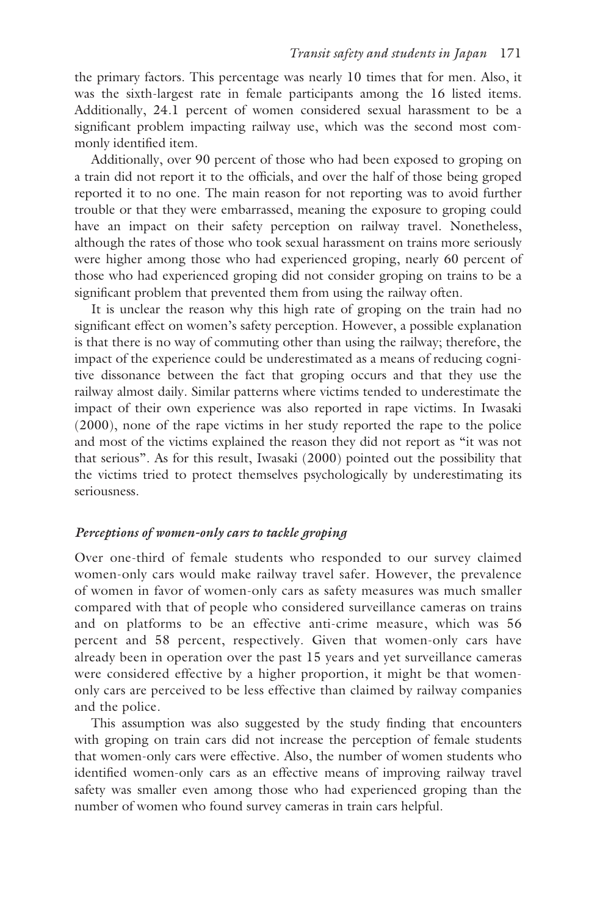the primary factors. This percentage was nearly 10 times that for men. Also, it was the sixth-largest rate in female participants among the 16 listed items. Additionally, 24.1 percent of women considered sexual harassment to be a significant problem impacting railway use, which was the second most commonly identified item.

Additionally, over 90 percent of those who had been exposed to groping on a train did not report it to the officials, and over the half of those being groped reported it to no one. The main reason for not reporting was to avoid further trouble or that they were embarrassed, meaning the exposure to groping could have an impact on their safety perception on railway travel. Nonetheless, although the rates of those who took sexual harassment on trains more seriously were higher among those who had experienced groping, nearly 60 percent of those who had experienced groping did not consider groping on trains to be a significant problem that prevented them from using the railway often.

It is unclear the reason why this high rate of groping on the train had no significant effect on women's safety perception. However, a possible explanation is that there is no way of commuting other than using the railway; therefore, the impact of the experience could be underestimated as a means of reducing cognitive dissonance between the fact that groping occurs and that they use the railway almost daily. Similar patterns where victims tended to underestimate the impact of their own experience was also reported in rape victims. In Iwasaki (2000), none of the rape victims in her study reported the rape to the police and most of the victims explained the reason they did not report as "it was not that serious". As for this result, Iwasaki (2000) pointed out the possibility that the victims tried to protect themselves psychologically by underestimating its seriousness.

### *Perceptions of women-only cars to tackle groping*

Over one-third of female students who responded to our survey claimed women-only cars would make railway travel safer. However, the prevalence of women in favor of women-only cars as safety measures was much smaller compared with that of people who considered surveillance cameras on trains and on platforms to be an effective anti-crime measure, which was 56 percent and 58 percent, respectively. Given that women-only cars have already been in operation over the past 15 years and yet surveillance cameras were considered effective by a higher proportion, it might be that women-only cars are perceived to be less effective than claimed by railway companies and the police.

This assumption was also suggested by the study finding that encounters with groping on train cars did not increase the perception of female students that women-only cars were effective. Also, the number of women students who identified women-only cars as an effective means of improving railway travel safety was smaller even among those who had experienced groping than the number of women who found survey cameras in train cars helpful.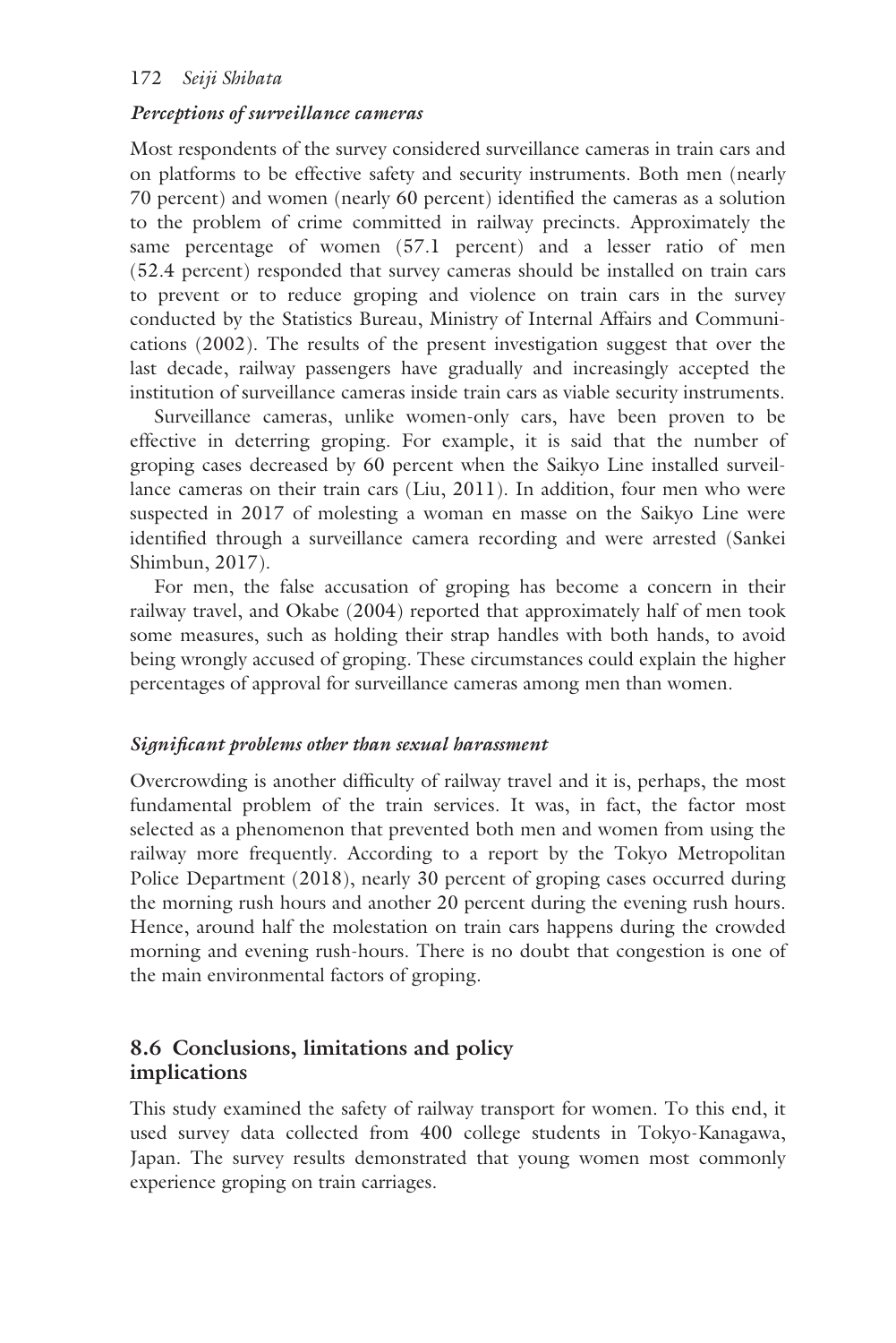### *Perceptions of surveillance cameras*

Most respondents of the survey considered surveillance cameras in train cars and on platforms to be effective safety and security instruments. Both men (nearly 70 percent) and women (nearly 60 percent) identified the cameras as a solution to the problem of crime committed in railway precincts. Approximately the same percentage of women (57.1 percent) and a lesser ratio of men (52.4 percent) responded that survey cameras should be installed on train cars to prevent or to reduce groping and violence on train cars in the survey conducted by the Statistics Bureau, Ministry of Internal Affairs and Communications (2002). The results of the present investigation suggest that over the last decade, railway passengers have gradually and increasingly accepted the institution of surveillance cameras inside train cars as viable security instruments.

Surveillance cameras, unlike women-only cars, have been proven to be effective in deterring groping. For example, it is said that the number of groping cases decreased by 60 percent when the Saikyo Line installed surveillance cameras on their train cars (Liu, 2011). In addition, four men who were suspected in 2017 of molesting a woman en masse on the Saikyo Line were identified through a surveillance camera recording and were arrested (Sankei Shimbun, 2017).

For men, the false accusation of groping has become a concern in their railway travel, and Okabe (2004) reported that approximately half of men took some measures, such as holding their strap handles with both hands, to avoid being wrongly accused of groping. These circumstances could explain the higher percentages of approval for surveillance cameras among men than women.

### *Significant problems other than sexual harassment*

Overcrowding is another difficulty of railway travel and it is, perhaps, the most fundamental problem of the train services. It was, in fact, the factor most selected as a phenomenon that prevented both men and women from using the railway more frequently. According to a report by the Tokyo Metropolitan Police Department (2018), nearly 30 percent of groping cases occurred during the morning rush hours and another 20 percent during the evening rush hours. Hence, around half the molestation on train cars happens during the crowded morning and evening rush-hours. There is no doubt that congestion is one of the main environmental factors of groping.

## 8.6 Conclusions, limitations and policy implications

This study examined the safety of railway transport for women. To this end, it used survey data collected from 400 college students in Tokyo-Kanagawa, Japan. The survey results demonstrated that young women most commonly experience groping on train carriages.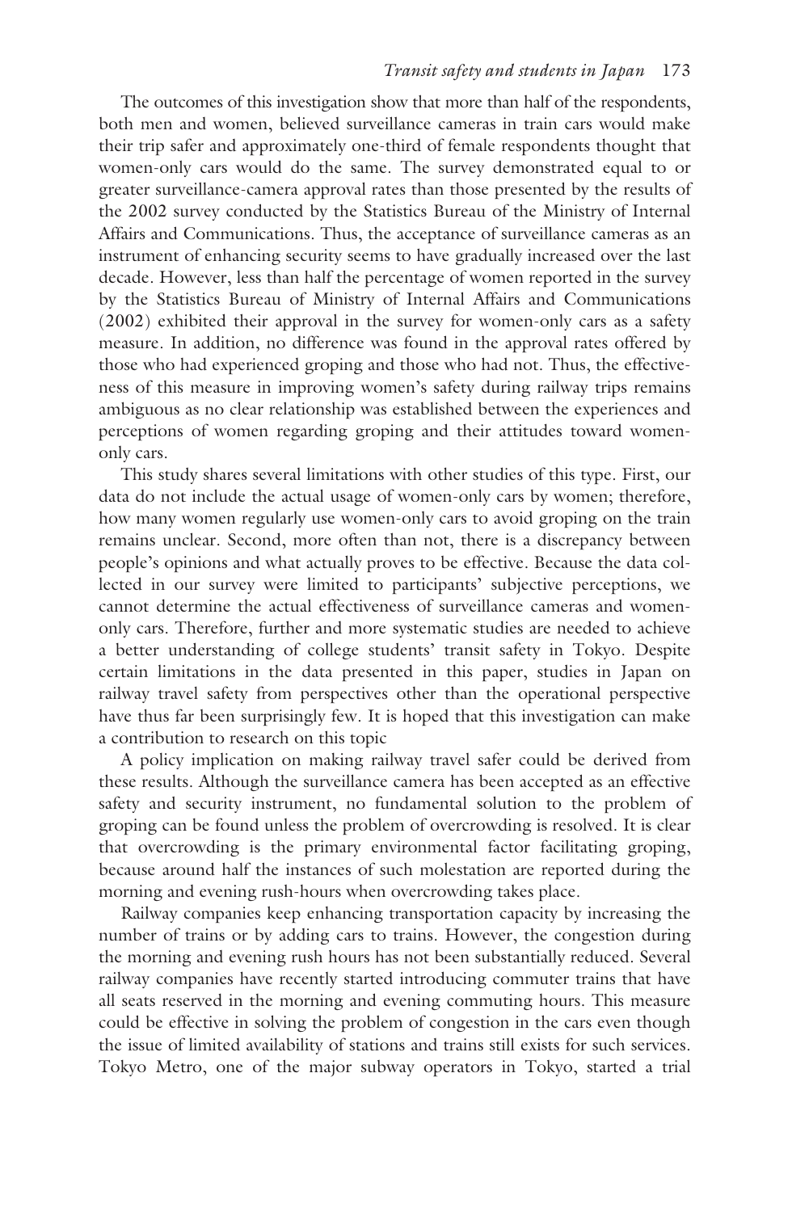The outcomes of this investigation show that more than half of the respondents, both men and women, believed surveillance cameras in train cars would make their trip safer and approximately one-third of female respondents thought that women-only cars would do the same. The survey demonstrated equal to or greater surveillance-camera approval rates than those presented by the results of the 2002 survey conducted by the Statistics Bureau of the Ministry of Internal Affairs and Communications. Thus, the acceptance of surveillance cameras as an instrument of enhancing security seems to have gradually increased over the last decade. However, less than half the percentage of women reported in the survey by the Statistics Bureau of Ministry of Internal Affairs and Communications (2002) exhibited their approval in the survey for women-only cars as a safety measure. In addition, no difference was found in the approval rates offered by those who had experienced groping and those who had not. Thus, the effectiveness of this measure in improving women's safety during railway trips remains ambiguous as no clear relationship was established between the experiences and perceptions of women regarding groping and their attitudes toward women-only cars.

This study shares several limitations with other studies of this type. First, our data do not include the actual usage of women-only cars by women; therefore, how many women regularly use women-only cars to avoid groping on the train remains unclear. Second, more often than not, there is a discrepancy between people's opinions and what actually proves to be effective. Because the data collected in our survey were limited to participants' subjective perceptions, we cannot determine the actual effectiveness of surveillance cameras and women-only cars. Therefore, further and more systematic studies are needed to achieve a better understanding of college students' transit safety in Tokyo. Despite certain limitations in the data presented in this paper, studies in Japan on railway travel safety from perspectives other than the operational perspective have thus far been surprisingly few. It is hoped that this investigation can make a contribution to research on this topic

A policy implication on making railway travel safer could be derived from these results. Although the surveillance camera has been accepted as an effective safety and security instrument, no fundamental solution to the problem of groping can be found unless the problem of overcrowding is resolved. It is clear that overcrowding is the primary environmental factor facilitating groping, because around half the instances of such molestation are reported during the morning and evening rush-hours when overcrowding takes place.

Railway companies keep enhancing transportation capacity by increasing the number of trains or by adding cars to trains. However, the congestion during the morning and evening rush hours has not been substantially reduced. Several railway companies have recently started introducing commuter trains that have all seats reserved in the morning and evening commuting hours. This measure could be effective in solving the problem of congestion in the cars even though the issue of limited availability of stations and trains still exists for such services. Tokyo Metro, one of the major subway operators in Tokyo, started a trial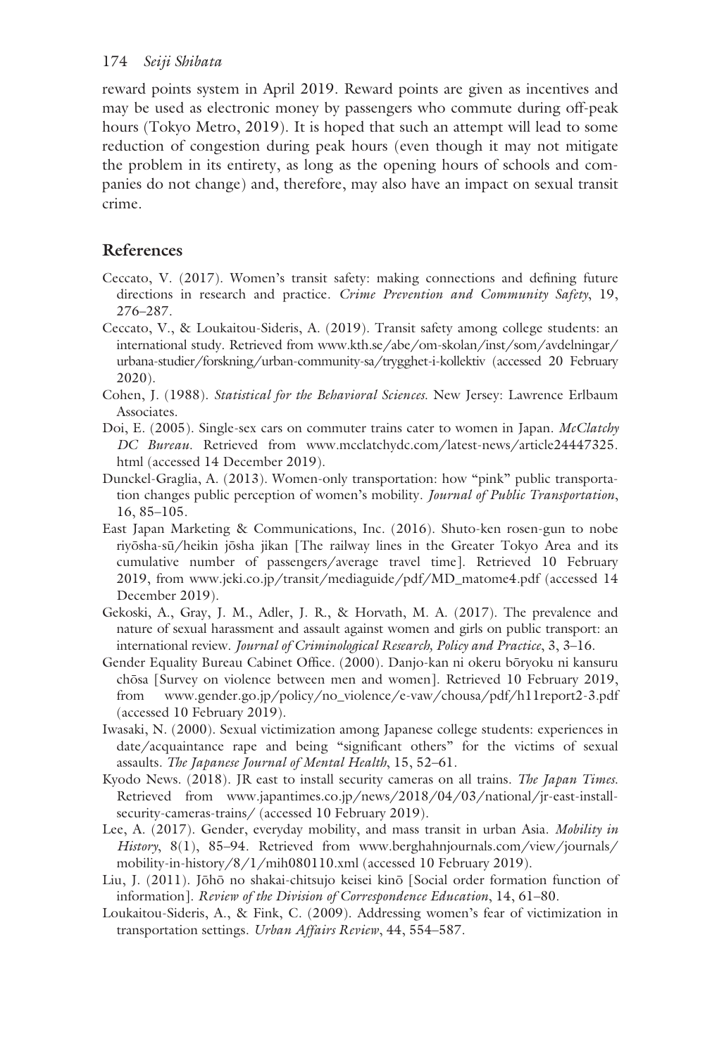reward points system in April 2019. Reward points are given as incentives and may be used as electronic money by passengers who commute during off-peak hours (Tokyo Metro, 2019). It is hoped that such an attempt will lead to some reduction of congestion during peak hours (even though it may not mitigate the problem in its entirety, as long as the opening hours of schools and companies do not change) and, therefore, may also have an impact on sexual transit crime.

## References

Ceccato, V. (2017). Women's transit safety: making connections and defining future directions in research and practice. *Crime Prevention and Community Safety*, 19, 276–287.

Ceccato, V., & Loukaitou-Sideris, A. (2019). Transit safety among college students: an international study. Retrieved from www.kth.se/abe/om-skolan/inst/som/avdelningar/urbana-studier/forskning/urban-community-sa/trygghet-i-kollektiv (accessed 20 February 2020).

Cohen, J. (1988). *Statistical for the Behavioral Sciences*. New Jersey: Lawrence Erlbaum Associates.

Doi, E. (2005). Single-sex cars on commuter trains cater to women in Japan. *McClatchy DC Bureau*. Retrieved from www.mcclatchydc.com/latest-news/article24447325.html (accessed 14 December 2019).

Dunckel-Graglia, A. (2013). Women-only transportation: how "pink" public transportation changes public perception of women's mobility. *Journal of Public Transportation*, 16, 85–105.

East Japan Marketing & Communications, Inc. (2016). Shuto-ken rosen-gun to nobe riyōsha-sū/heikin jōsha jikan [The railway lines in the Greater Tokyo Area and its cumulative number of passengers/average travel time]. Retrieved 10 February 2019, from www.jeki.co.jp/transit/mediaguide/pdf/MD_matome4.pdf (accessed 14 December 2019).

Gekoski, A., Gray, J. M., Adler, J. R., & Horvath, M. A. (2017). The prevalence and nature of sexual harassment and assault against women and girls on public transport: an international review. *Journal of Criminological Research, Policy and Practice*, 3, 3–16.

Gender Equality Bureau Cabinet Office. (2000). Danjo-kan ni okeru bōryoku ni kansuru chōsa [Survey on violence between men and women]. Retrieved 10 February 2019, from www.gender.go.jp/policy/no_violence/e-vaw/chousa/pdf/h11report2-3.pdf (accessed 10 February 2019).

Iwasaki, N. (2000). Sexual victimization among Japanese college students: experiences in date/acquaintance rape and being "significant others" for the victims of sexual assaults. *The Japanese Journal of Mental Health*, 15, 52–61.

Kyodo News. (2018). JR east to install security cameras on all trains. *The Japan Times*. Retrieved from www.japantimes.co.jp/news/2018/04/03/national/jr-east-install-security-cameras-trains/ (accessed 10 February 2019).

Lee, A. (2017). Gender, everyday mobility, and mass transit in urban Asia. *Mobility in History*, 8(1), 85–94. Retrieved from www.berghahnjournals.com/view/journals/mobility-in-history/8/1/mih080110.xml (accessed 10 February 2019).

Liu, J. (2011). Jōhō no shakai-chitsujo keisei kinō [Social order formation function of information]. *Review of the Division of Correspondence Education*, 14, 61–80.

Loukaitou-Sideris, A., & Fink, C. (2009). Addressing women's fear of victimization in transportation settings. *Urban Affairs Review*, 44, 554–587.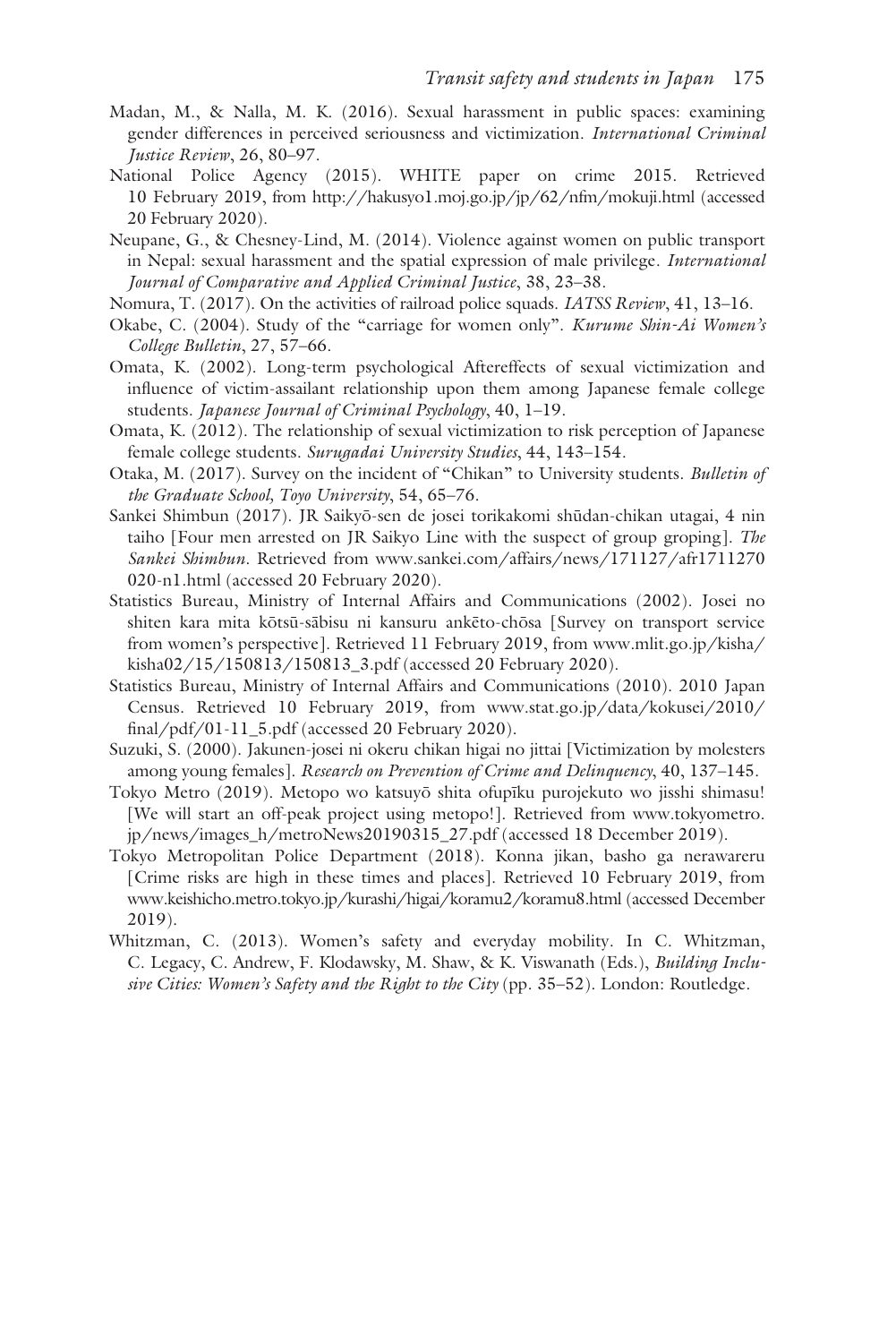Madan, M., & Nalla, M. K. (2016). Sexual harassment in public spaces: examining gender differences in perceived seriousness and victimization. *International Criminal Justice Review*, 26, 80–97.

National Police Agency (2015). WHITE paper on crime 2015. Retrieved 10 February 2019, from http://hakusyo1.moj.go.jp/jp/62/nfm/mokuji.html (accessed 20 February 2020).

Neupane, G., & Chesney-Lind, M. (2014). Violence against women on public transport in Nepal: sexual harassment and the spatial expression of male privilege. *International Journal of Comparative and Applied Criminal Justice*, 38, 23–38.

Nomura, T. (2017). On the activities of railroad police squads. *IATSS Review*, 41, 13–16.

Okabe, C. (2004). Study of the "carriage for women only". *Kurume Shin-Ai Women's College Bulletin*, 27, 57–66.

Omata, K. (2002). Long-term psychological Aftereffects of sexual victimization and influence of victim-assailant relationship upon them among Japanese female college students. *Japanese Journal of Criminal Psychology*, 40, 1–19.

Omata, K. (2012). The relationship of sexual victimization to risk perception of Japanese female college students. *Surugadai University Studies*, 44, 143–154.

Otaka, M. (2017). Survey on the incident of "Chikan" to University students. *Bulletin of the Graduate School, Toyo University*, 54, 65–76.

Sankei Shimbun (2017). JR Saikyō-sen de josei torikakomi shūdan-chikan utagai, 4 nin taiho [Four men arrested on JR Saikyo Line with the suspect of group groping]. *The Sankei Shimbun*. Retrieved from www.sankei.com/affairs/news/171127/afr1711270020-n1.html (accessed 20 February 2020).

Statistics Bureau, Ministry of Internal Affairs and Communications (2002). Josei no shiten kara mita kōtsū-sābisu ni kansuru ankēto-chōsa [Survey on transport service from women's perspective]. Retrieved 11 February 2019, from www.mlit.go.jp/kisha/kisha02/15/150813/150813_3.pdf (accessed 20 February 2020).

Statistics Bureau, Ministry of Internal Affairs and Communications (2010). 2010 Japan Census. Retrieved 10 February 2019, from www.stat.go.jp/data/kokusei/2010/final/pdf/01-11_5.pdf (accessed 20 February 2020).

Suzuki, S. (2000). Jakunen-josei ni okeru chikan higai no jittai [Victimization by molesters among young females]. *Research on Prevention of Crime and Delinquency*, 40, 137–145.

Tokyo Metro (2019). Metopo wo katsuyō shita ofupīku purojekuto wo jisshi shimasu! [We will start an off-peak project using metopo!]. Retrieved from www.tokyometro.jp/news/images_h/metroNews20190315_27.pdf (accessed 18 December 2019).

Tokyo Metropolitan Police Department (2018). Konna jikan, basho ga nerawareru [Crime risks are high in these times and places]. Retrieved 10 February 2019, from www.keishicho.metro.tokyo.jp/kurashi/higai/koramu2/koramu8.html (accessed December 2019).

Whitzman, C. (2013). Women's safety and everyday mobility. In C. Whitzman, C. Legacy, C. Andrew, F. Klodawsky, M. Shaw, & K. Viswanath (Eds.), *Building Inclusive Cities: Women's Safety and the Right to the City* (pp. 35–52). London: Routledge.